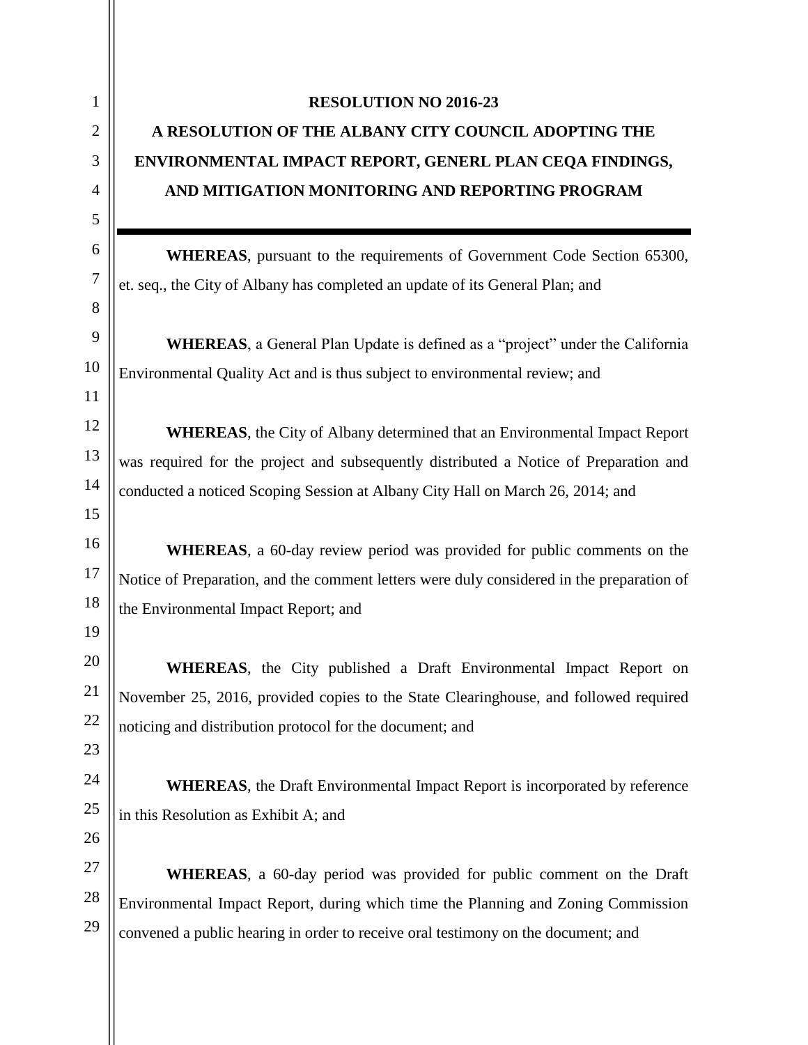# RESOLUTION NO 2016-23

## A RESOLUTION OF THE ALBANY CITY COUNCIL ADOPTING THE ENVIRONMENTAL IMPACT REPORT, GENERL PLAN CEQA FINDINGS, AND MITIGATION MONITORING AND REPORTING PROGRAM

---

**WHEREAS**, pursuant to the requirements of Government Code Section 65300, et. seq., the City of Albany has completed an update of its General Plan; and

**WHEREAS**, a General Plan Update is defined as a "project" under the California Environmental Quality Act and is thus subject to environmental review; and

**WHEREAS**, the City of Albany determined that an Environmental Impact Report was required for the project and subsequently distributed a Notice of Preparation and conducted a noticed Scoping Session at Albany City Hall on March 26, 2014; and

**WHEREAS**, a 60-day review period was provided for public comments on the Notice of Preparation, and the comment letters were duly considered in the preparation of the Environmental Impact Report; and

**WHEREAS**, the City published a Draft Environmental Impact Report on November 25, 2016, provided copies to the State Clearinghouse, and followed required noticing and distribution protocol for the document; and

**WHEREAS**, the Draft Environmental Impact Report is incorporated by reference in this Resolution as Exhibit A; and

**WHEREAS**, a 60-day period was provided for public comment on the Draft Environmental Impact Report, during which time the Planning and Zoning Commission convened a public hearing in order to receive oral testimony on the document; and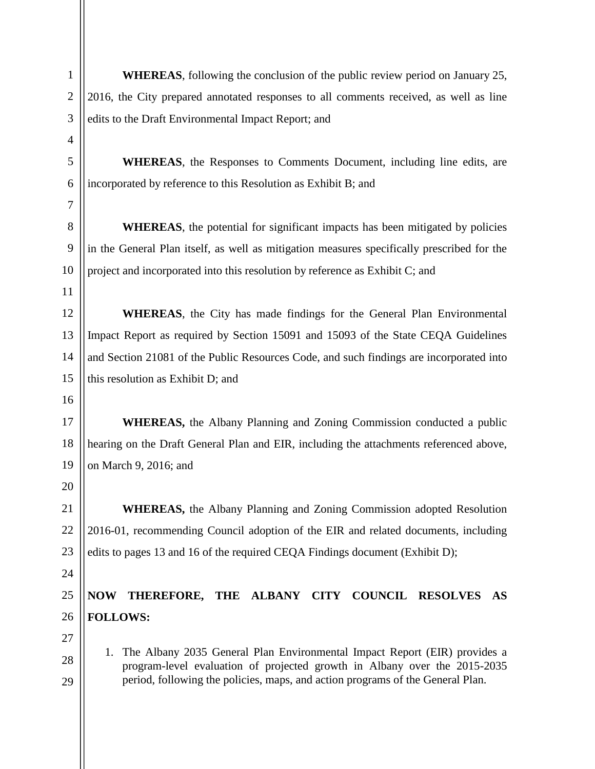**WHEREAS**, following the conclusion of the public review period on January 25, 2016, the City prepared annotated responses to all comments received, as well as line edits to the Draft Environmental Impact Report; and

**WHEREAS**, the Responses to Comments Document, including line edits, are incorporated by reference to this Resolution as Exhibit B; and

**WHEREAS**, the potential for significant impacts has been mitigated by policies in the General Plan itself, as well as mitigation measures specifically prescribed for the project and incorporated into this resolution by reference as Exhibit C; and

**WHEREAS**, the City has made findings for the General Plan Environmental Impact Report as required by Section 15091 and 15093 of the State CEQA Guidelines and Section 21081 of the Public Resources Code, and such findings are incorporated into this resolution as Exhibit D; and

**WHEREAS,** the Albany Planning and Zoning Commission conducted a public hearing on the Draft General Plan and EIR, including the attachments referenced above, on March 9, 2016; and

**WHEREAS,** the Albany Planning and Zoning Commission adopted Resolution 2016-01, recommending Council adoption of the EIR and related documents, including edits to pages 13 and 16 of the required CEQA Findings document (Exhibit D);

**NOW THEREFORE, THE ALBANY CITY COUNCIL RESOLVES AS FOLLOWS:**

1. The Albany 2035 General Plan Environmental Impact Report (EIR) provides a program-level evaluation of projected growth in Albany over the 2015-2035 period, following the policies, maps, and action programs of the General Plan.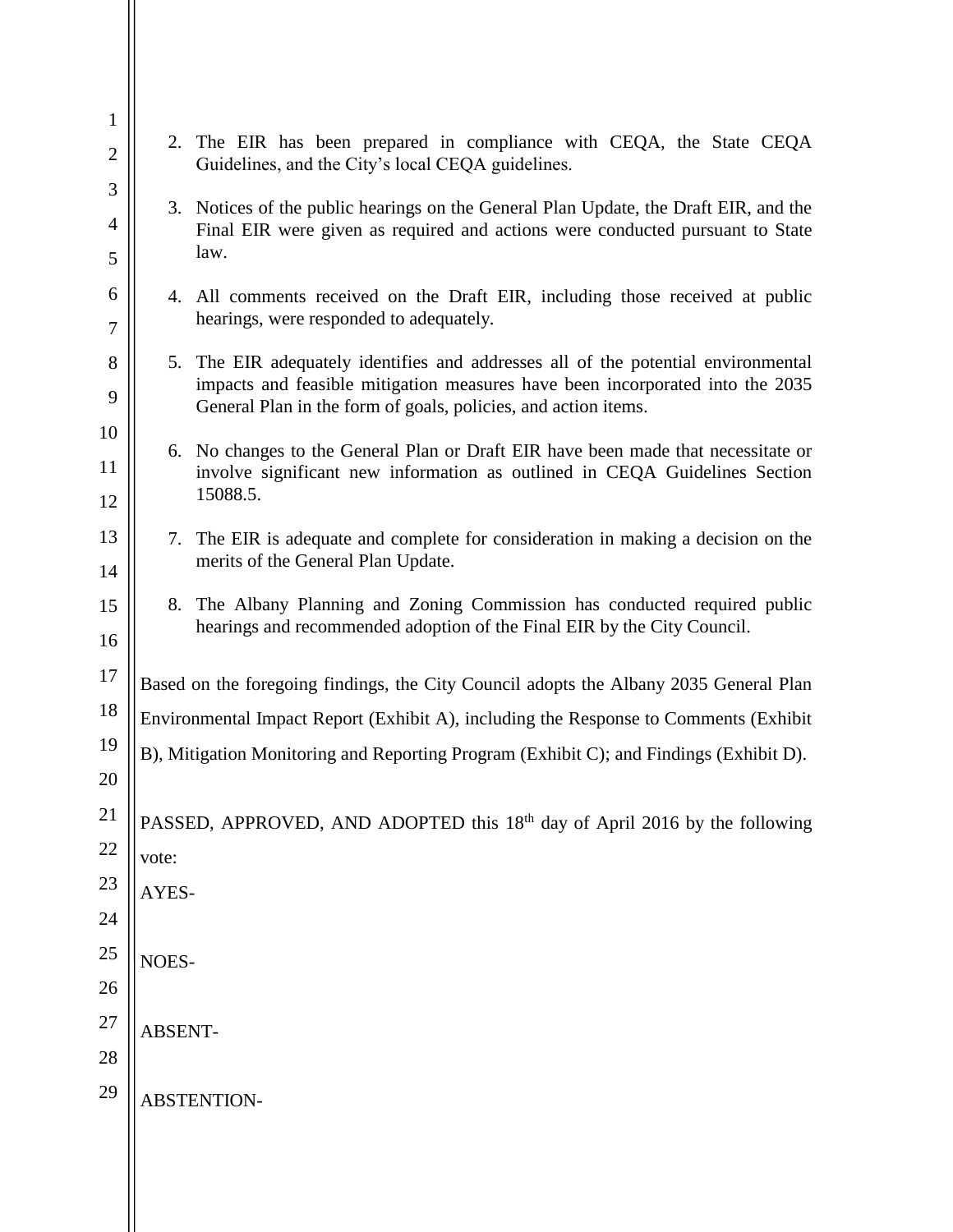2. The EIR has been prepared in compliance with CEQA, the State CEQA Guidelines, and the City's local CEQA guidelines.
3. Notices of the public hearings on the General Plan Update, the Draft EIR, and the Final EIR were given as required and actions were conducted pursuant to State law.
4. All comments received on the Draft EIR, including those received at public hearings, were responded to adequately.
5. The EIR adequately identifies and addresses all of the potential environmental impacts and feasible mitigation measures have been incorporated into the 2035 General Plan in the form of goals, policies, and action items.
6. No changes to the General Plan or Draft EIR have been made that necessitate or involve significant new information as outlined in CEQA Guidelines Section 15088.5.
7. The EIR is adequate and complete for consideration in making a decision on the merits of the General Plan Update.
8. The Albany Planning and Zoning Commission has conducted required public hearings and recommended adoption of the Final EIR by the City Council.

Based on the foregoing findings, the City Council adopts the Albany 2035 General Plan Environmental Impact Report (Exhibit A), including the Response to Comments (Exhibit B), Mitigation Monitoring and Reporting Program (Exhibit C); and Findings (Exhibit D).

PASSED, APPROVED, AND ADOPTED this 18th day of April 2016 by the following vote:

AYES-

NOES-

ABSENT-

ABSTENTION-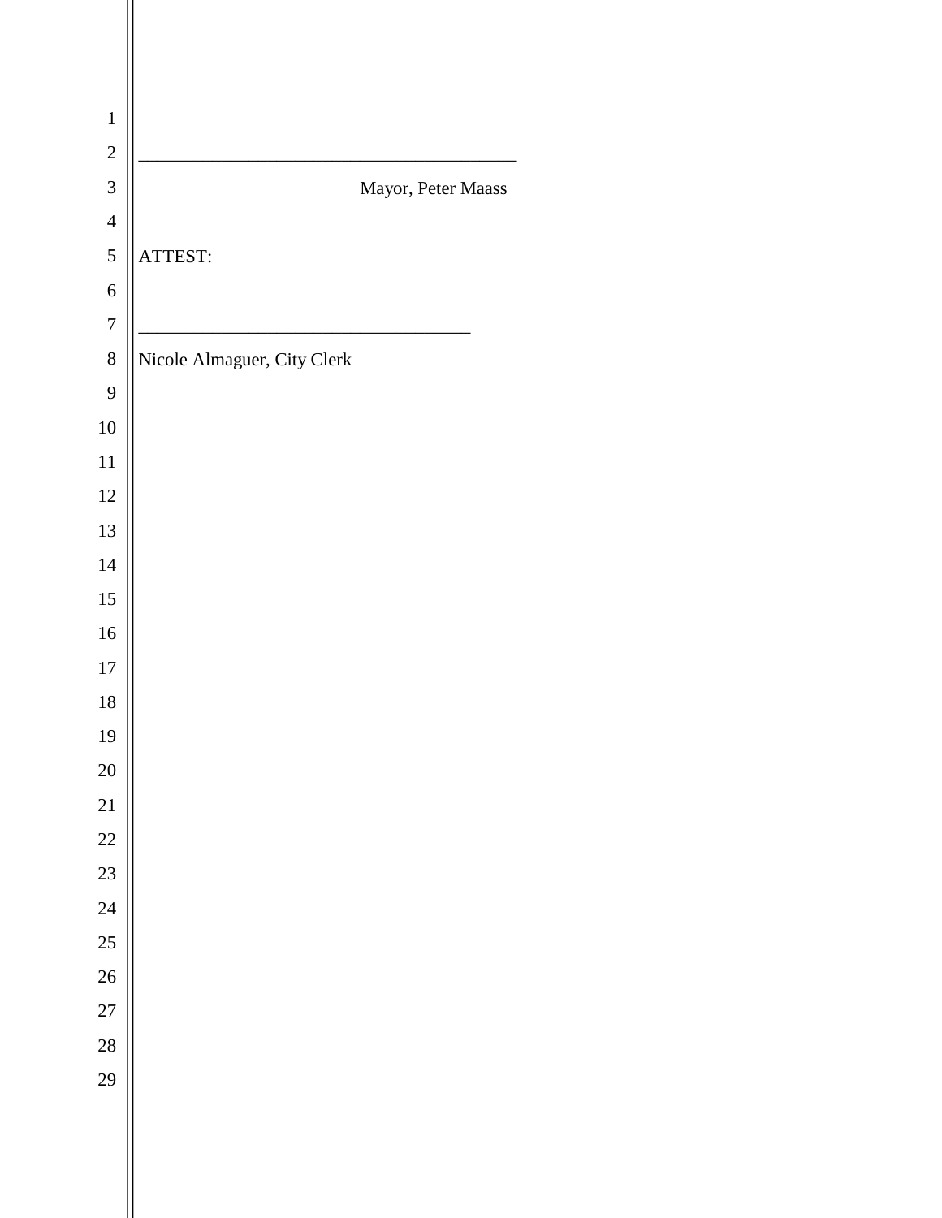\_\_\_\_\_\_\_\_\_\_\_\_\_\_\_\_\_\_\_\_\_\_\_\_\_\_\_\_\_\_\_\_\_\_\_\_\_\_\_\_

Mayor, Peter Maass

ATTEST:

\_\_\_\_\_\_\_\_\_\_\_\_\_\_\_\_\_\_\_\_\_\_\_\_\_\_\_\_\_\_\_\_\_\_\_\_

Nicole Almaguer, City Clerk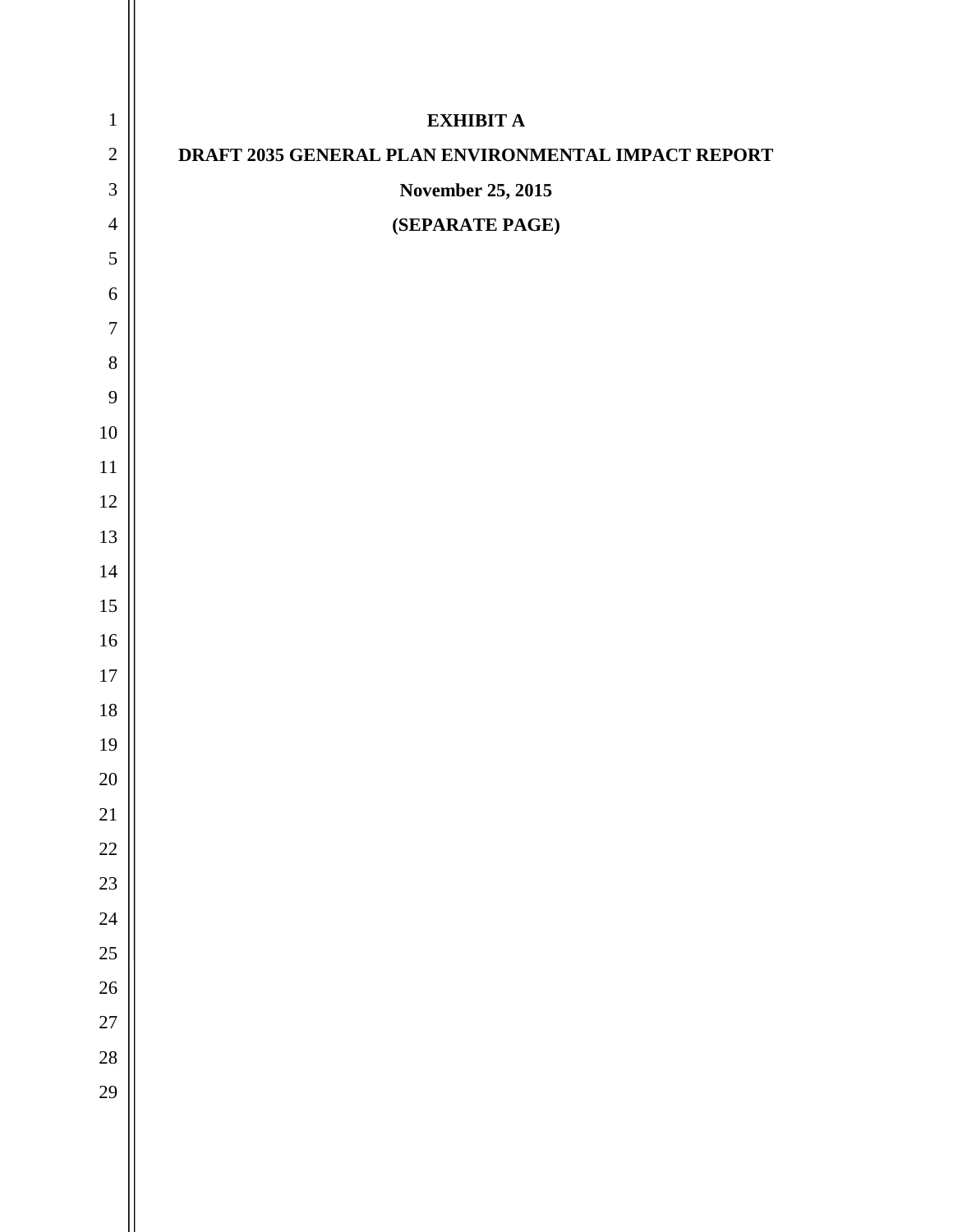**EXHIBIT A**

**DRAFT 2035 GENERAL PLAN ENVIRONMENTAL IMPACT REPORT**

**November 25, 2015**

**(SEPARATE PAGE)**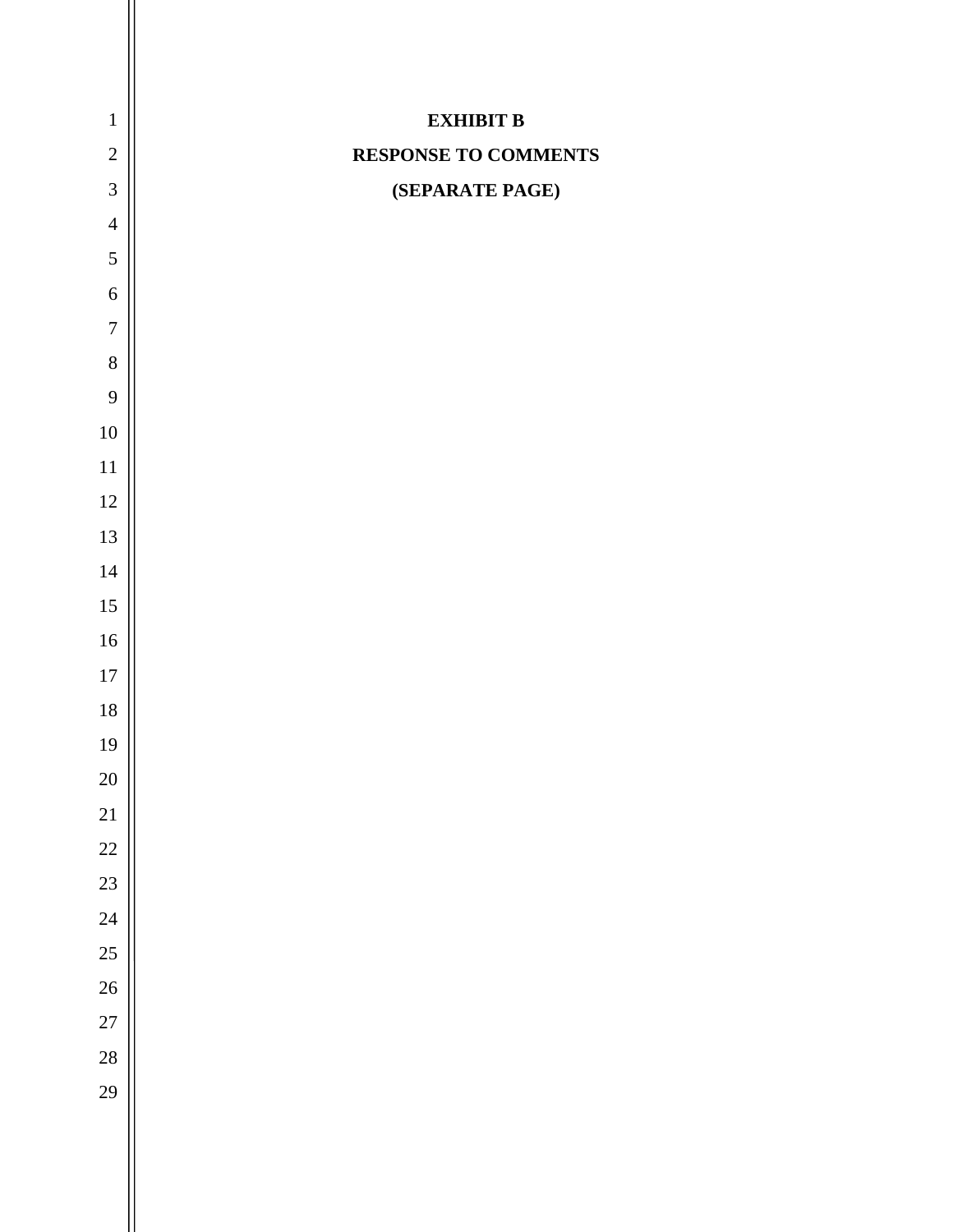**EXHIBIT B**

**RESPONSE TO COMMENTS**

**(SEPARATE PAGE)**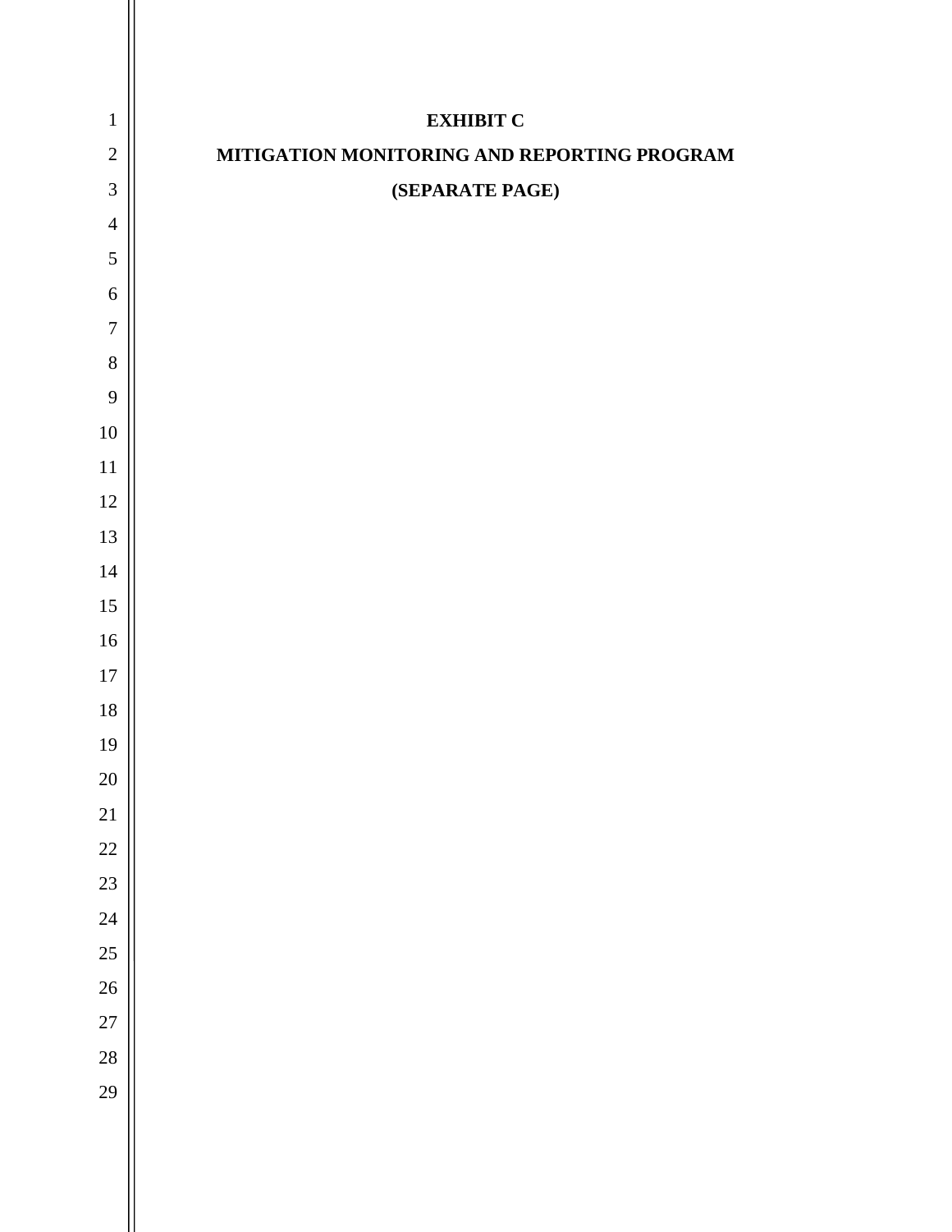**EXHIBIT C**

**MITIGATION MONITORING AND REPORTING PROGRAM**

**(SEPARATE PAGE)**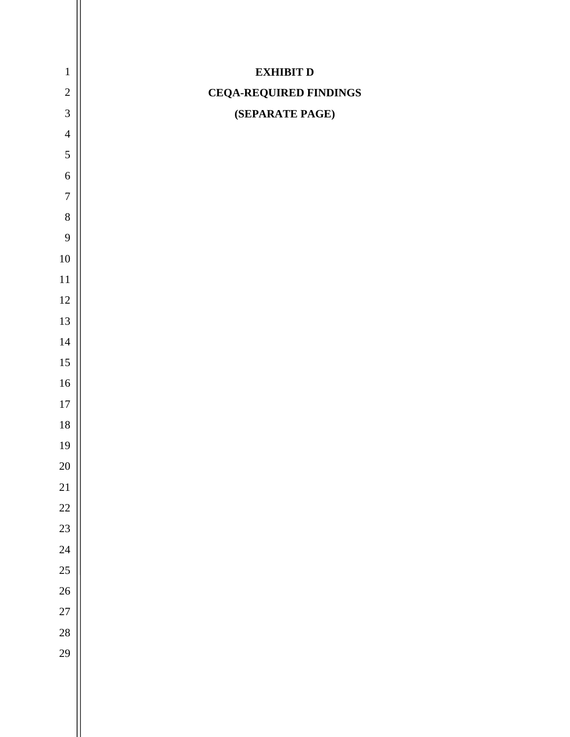**EXHIBIT D**

**CEQA-REQUIRED FINDINGS**

**(SEPARATE PAGE)**